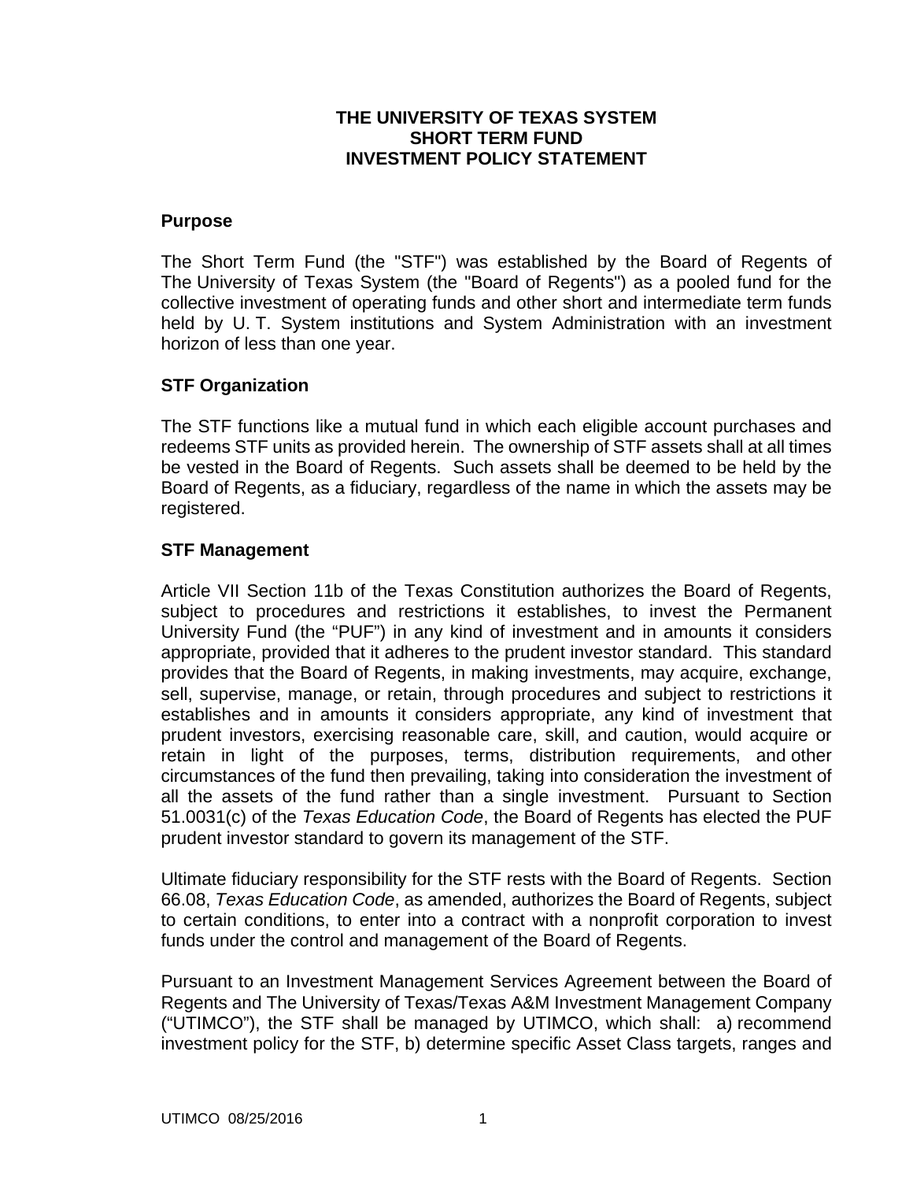# THE UNIVERSITY OF TEXAS SYSTEM
# SHORT TERM FUND
# INVESTMENT POLICY STATEMENT

## Purpose

The Short Term Fund (the "STF") was established by the Board of Regents of The University of Texas System (the "Board of Regents") as a pooled fund for the collective investment of operating funds and other short and intermediate term funds held by U. T. System institutions and System Administration with an investment horizon of less than one year.

## STF Organization

The STF functions like a mutual fund in which each eligible account purchases and redeems STF units as provided herein. The ownership of STF assets shall at all times be vested in the Board of Regents. Such assets shall be deemed to be held by the Board of Regents, as a fiduciary, regardless of the name in which the assets may be registered.

## STF Management

Article VII Section 11b of the Texas Constitution authorizes the Board of Regents, subject to procedures and restrictions it establishes, to invest the Permanent University Fund (the "PUF") in any kind of investment and in amounts it considers appropriate, provided that it adheres to the prudent investor standard. This standard provides that the Board of Regents, in making investments, may acquire, exchange, sell, supervise, manage, or retain, through procedures and subject to restrictions it establishes and in amounts it considers appropriate, any kind of investment that prudent investors, exercising reasonable care, skill, and caution, would acquire or retain in light of the purposes, terms, distribution requirements, and other circumstances of the fund then prevailing, taking into consideration the investment of all the assets of the fund rather than a single investment. Pursuant to Section 51.0031(c) of the *Texas Education Code*, the Board of Regents has elected the PUF prudent investor standard to govern its management of the STF.

Ultimate fiduciary responsibility for the STF rests with the Board of Regents. Section 66.08, *Texas Education Code*, as amended, authorizes the Board of Regents, subject to certain conditions, to enter into a contract with a nonprofit corporation to invest funds under the control and management of the Board of Regents.

Pursuant to an Investment Management Services Agreement between the Board of Regents and The University of Texas/Texas A&M Investment Management Company ("UTIMCO"), the STF shall be managed by UTIMCO, which shall: a) recommend investment policy for the STF, b) determine specific Asset Class targets, ranges and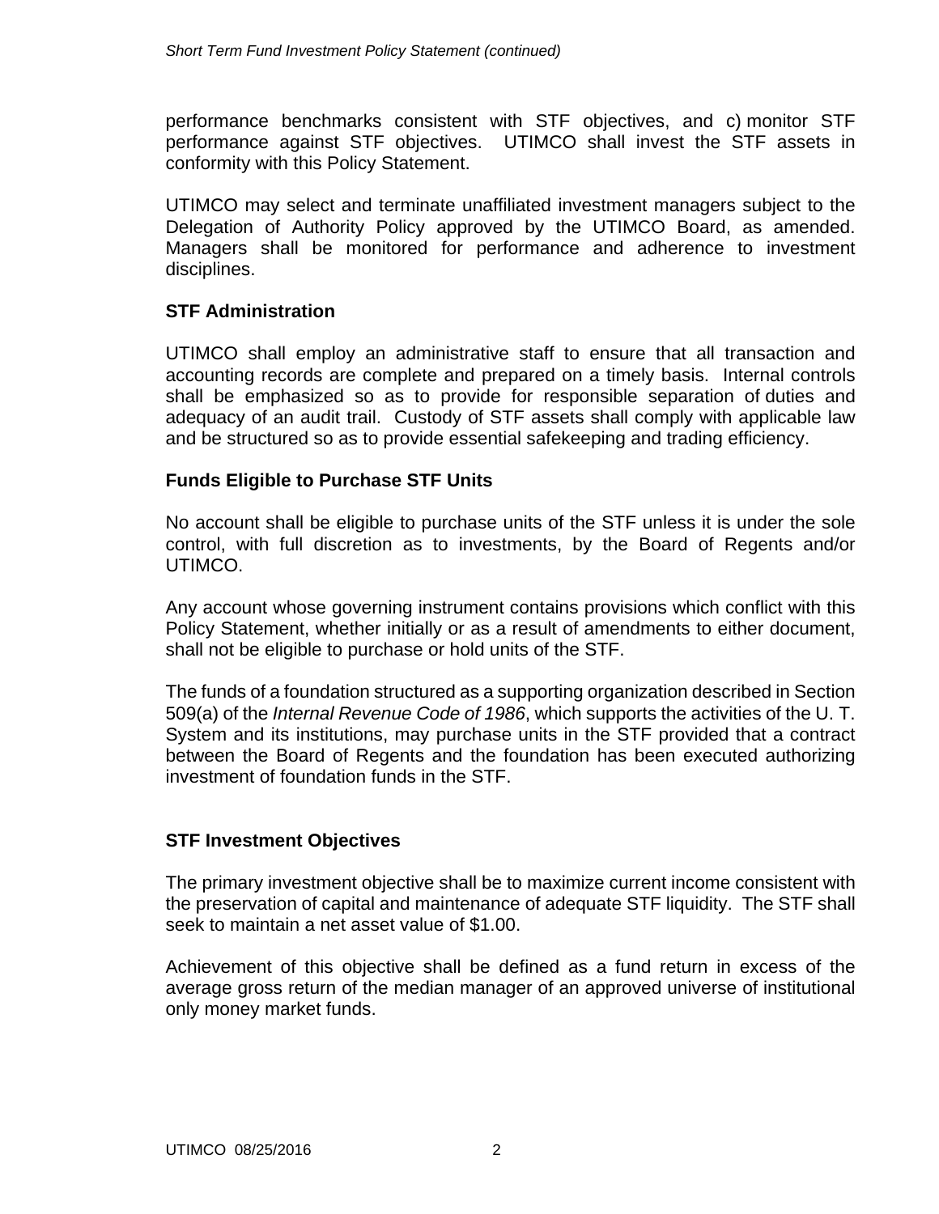performance benchmarks consistent with STF objectives, and c) monitor STF performance against STF objectives. UTIMCO shall invest the STF assets in conformity with this Policy Statement.

UTIMCO may select and terminate unaffiliated investment managers subject to the Delegation of Authority Policy approved by the UTIMCO Board, as amended. Managers shall be monitored for performance and adherence to investment disciplines.

## STF Administration

UTIMCO shall employ an administrative staff to ensure that all transaction and accounting records are complete and prepared on a timely basis. Internal controls shall be emphasized so as to provide for responsible separation of duties and adequacy of an audit trail. Custody of STF assets shall comply with applicable law and be structured so as to provide essential safekeeping and trading efficiency.

## Funds Eligible to Purchase STF Units

No account shall be eligible to purchase units of the STF unless it is under the sole control, with full discretion as to investments, by the Board of Regents and/or UTIMCO.

Any account whose governing instrument contains provisions which conflict with this Policy Statement, whether initially or as a result of amendments to either document, shall not be eligible to purchase or hold units of the STF.

The funds of a foundation structured as a supporting organization described in Section 509(a) of the *Internal Revenue Code of 1986*, which supports the activities of the U. T. System and its institutions, may purchase units in the STF provided that a contract between the Board of Regents and the foundation has been executed authorizing investment of foundation funds in the STF.

## STF Investment Objectives

The primary investment objective shall be to maximize current income consistent with the preservation of capital and maintenance of adequate STF liquidity. The STF shall seek to maintain a net asset value of $1.00.

Achievement of this objective shall be defined as a fund return in excess of the average gross return of the median manager of an approved universe of institutional only money market funds.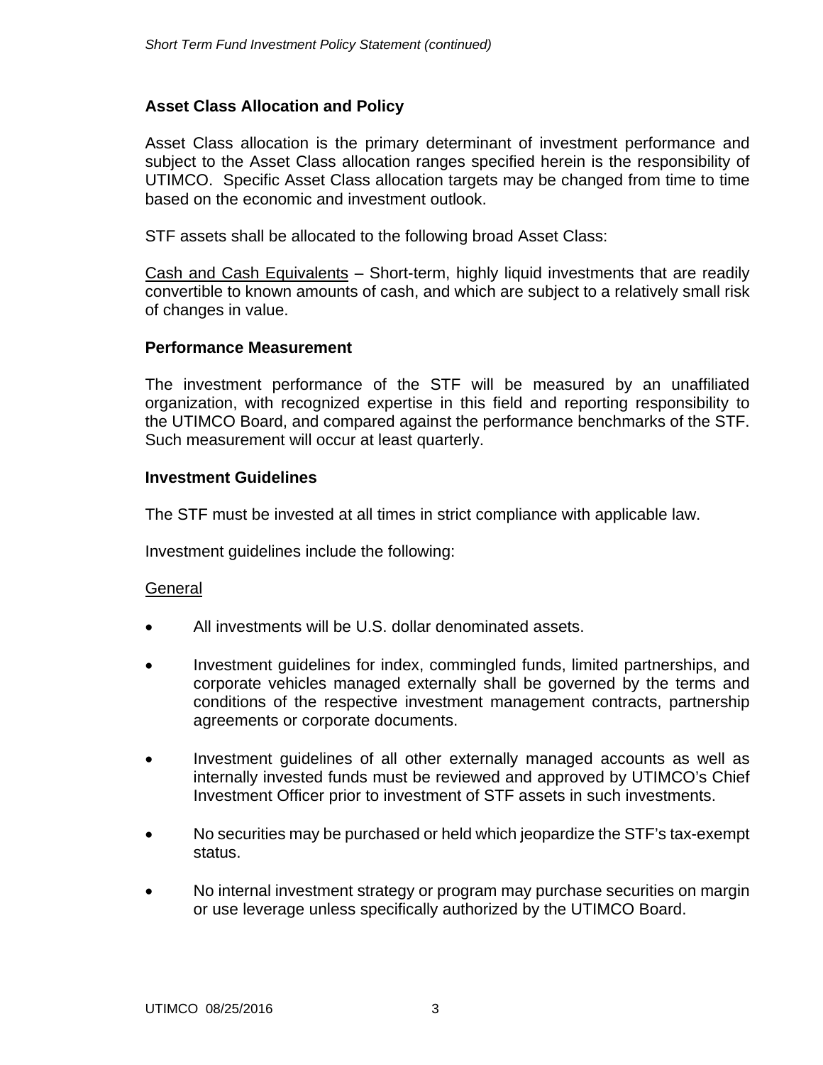## Asset Class Allocation and Policy

Asset Class allocation is the primary determinant of investment performance and subject to the Asset Class allocation ranges specified herein is the responsibility of UTIMCO. Specific Asset Class allocation targets may be changed from time to time based on the economic and investment outlook.

STF assets shall be allocated to the following broad Asset Class:

<u>Cash and Cash Equivalents</u> – Short-term, highly liquid investments that are readily convertible to known amounts of cash, and which are subject to a relatively small risk of changes in value.

## Performance Measurement

The investment performance of the STF will be measured by an unaffiliated organization, with recognized expertise in this field and reporting responsibility to the UTIMCO Board, and compared against the performance benchmarks of the STF. Such measurement will occur at least quarterly.

## Investment Guidelines

The STF must be invested at all times in strict compliance with applicable law.

Investment guidelines include the following:

<u>General</u>

- All investments will be U.S. dollar denominated assets.
- Investment guidelines for index, commingled funds, limited partnerships, and corporate vehicles managed externally shall be governed by the terms and conditions of the respective investment management contracts, partnership agreements or corporate documents.
- Investment guidelines of all other externally managed accounts as well as internally invested funds must be reviewed and approved by UTIMCO's Chief Investment Officer prior to investment of STF assets in such investments.
- No securities may be purchased or held which jeopardize the STF's tax-exempt status.
- No internal investment strategy or program may purchase securities on margin or use leverage unless specifically authorized by the UTIMCO Board.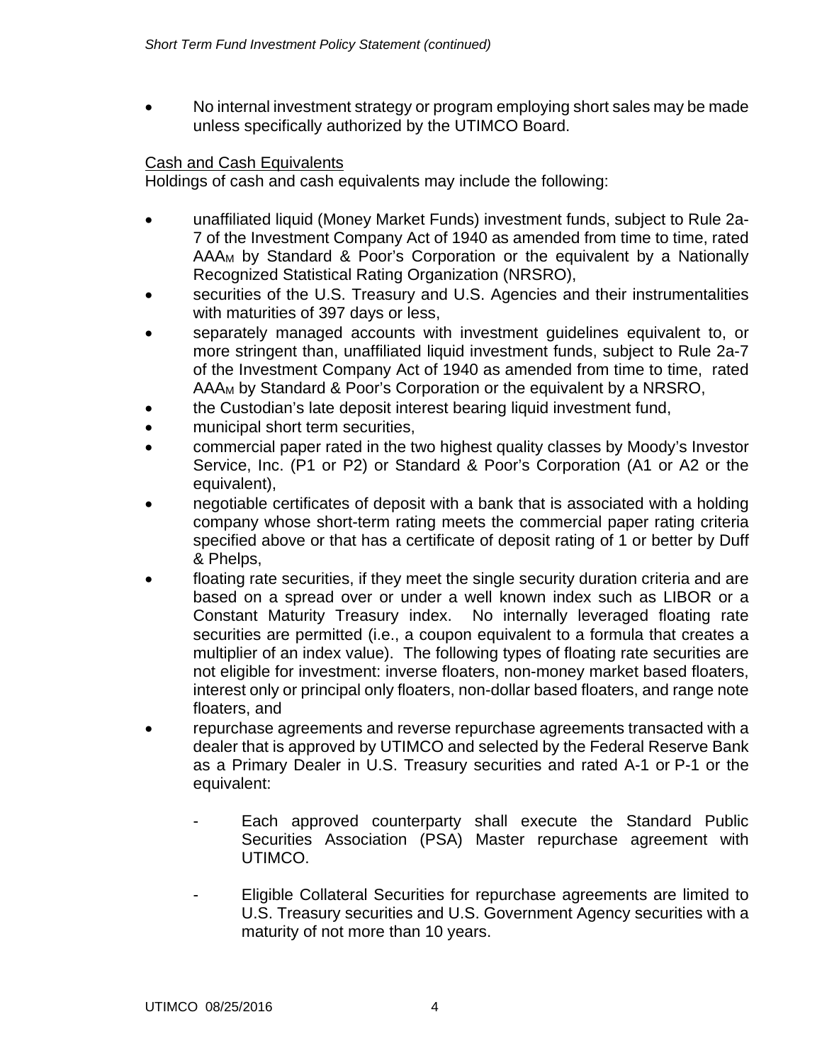- No internal investment strategy or program employing short sales may be made unless specifically authorized by the UTIMCO Board.

Cash and Cash Equivalents

Holdings of cash and cash equivalents may include the following:

- unaffiliated liquid (Money Market Funds) investment funds, subject to Rule 2a-7 of the Investment Company Act of 1940 as amended from time to time, rated $AAA_M$ by Standard & Poor's Corporation or the equivalent by a Nationally Recognized Statistical Rating Organization (NRSRO),
- securities of the U.S. Treasury and U.S. Agencies and their instrumentalities with maturities of 397 days or less,
- separately managed accounts with investment guidelines equivalent to, or more stringent than, unaffiliated liquid investment funds, subject to Rule 2a-7 of the Investment Company Act of 1940 as amended from time to time, rated $AAA_M$ by Standard & Poor's Corporation or the equivalent by a NRSRO,
- the Custodian's late deposit interest bearing liquid investment fund,
- municipal short term securities,
- commercial paper rated in the two highest quality classes by Moody's Investor Service, Inc. (P1 or P2) or Standard & Poor's Corporation (A1 or A2 or the equivalent),
- negotiable certificates of deposit with a bank that is associated with a holding company whose short-term rating meets the commercial paper rating criteria specified above or that has a certificate of deposit rating of 1 or better by Duff & Phelps,
- floating rate securities, if they meet the single security duration criteria and are based on a spread over or under a well known index such as LIBOR or a Constant Maturity Treasury index. No internally leveraged floating rate securities are permitted (i.e., a coupon equivalent to a formula that creates a multiplier of an index value). The following types of floating rate securities are not eligible for investment: inverse floaters, non-money market based floaters, interest only or principal only floaters, non-dollar based floaters, and range note floaters, and
- repurchase agreements and reverse repurchase agreements transacted with a dealer that is approved by UTIMCO and selected by the Federal Reserve Bank as a Primary Dealer in U.S. Treasury securities and rated A-1 or P-1 or the equivalent:

    - Each approved counterparty shall execute the Standard Public Securities Association (PSA) Master repurchase agreement with UTIMCO.

    - Eligible Collateral Securities for repurchase agreements are limited to U.S. Treasury securities and U.S. Government Agency securities with a maturity of not more than 10 years.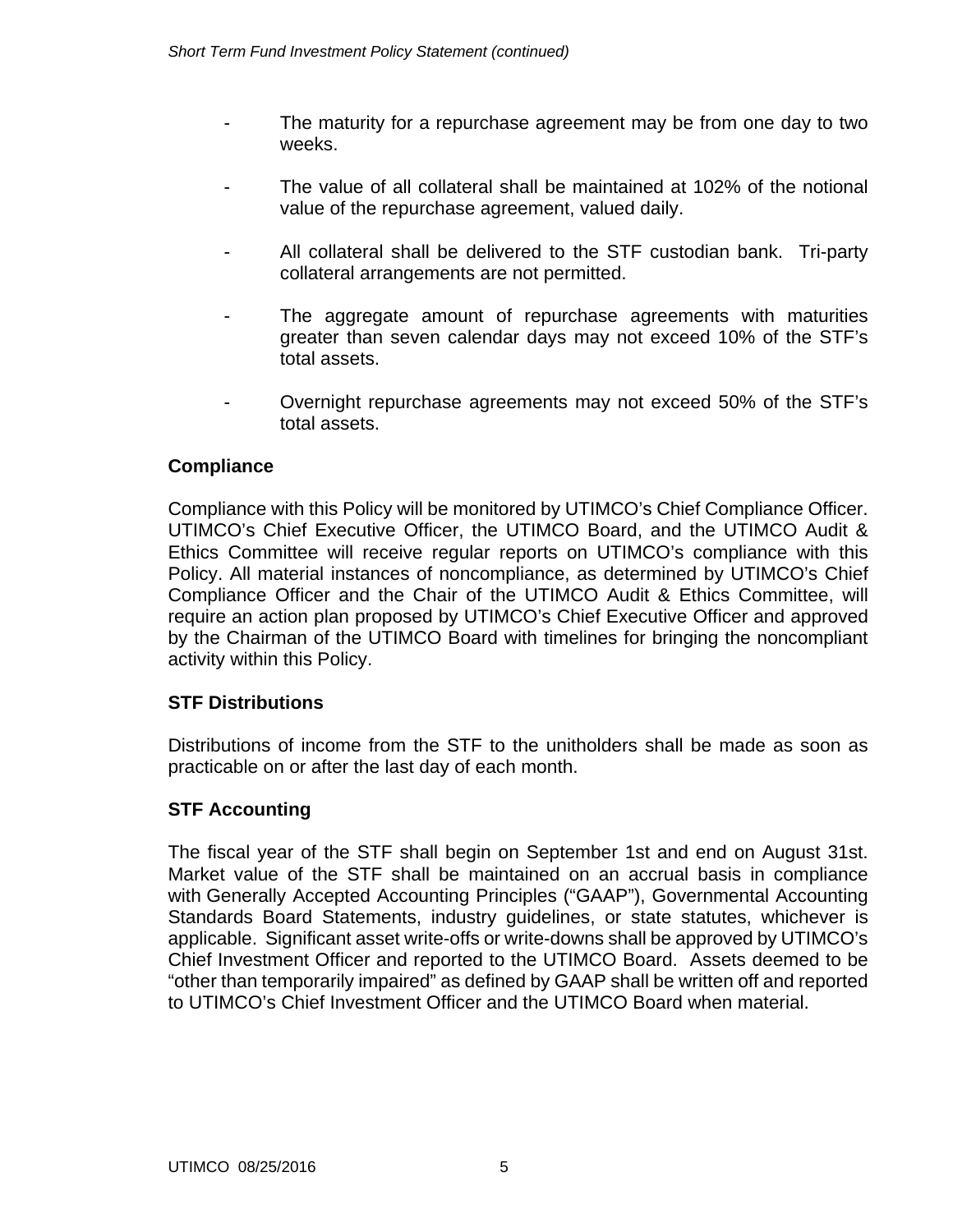- The maturity for a repurchase agreement may be from one day to two weeks.

- The value of all collateral shall be maintained at 102% of the notional value of the repurchase agreement, valued daily.

- All collateral shall be delivered to the STF custodian bank. Tri-party collateral arrangements are not permitted.

- The aggregate amount of repurchase agreements with maturities greater than seven calendar days may not exceed 10% of the STF's total assets.

- Overnight repurchase agreements may not exceed 50% of the STF's total assets.

## Compliance

Compliance with this Policy will be monitored by UTIMCO's Chief Compliance Officer. UTIMCO's Chief Executive Officer, the UTIMCO Board, and the UTIMCO Audit & Ethics Committee will receive regular reports on UTIMCO's compliance with this Policy. All material instances of noncompliance, as determined by UTIMCO's Chief Compliance Officer and the Chair of the UTIMCO Audit & Ethics Committee, will require an action plan proposed by UTIMCO's Chief Executive Officer and approved by the Chairman of the UTIMCO Board with timelines for bringing the noncompliant activity within this Policy.

## STF Distributions

Distributions of income from the STF to the unitholders shall be made as soon as practicable on or after the last day of each month.

## STF Accounting

The fiscal year of the STF shall begin on September 1st and end on August 31st. Market value of the STF shall be maintained on an accrual basis in compliance with Generally Accepted Accounting Principles ("GAAP"), Governmental Accounting Standards Board Statements, industry guidelines, or state statutes, whichever is applicable. Significant asset write-offs or write-downs shall be approved by UTIMCO's Chief Investment Officer and reported to the UTIMCO Board. Assets deemed to be "other than temporarily impaired" as defined by GAAP shall be written off and reported to UTIMCO's Chief Investment Officer and the UTIMCO Board when material.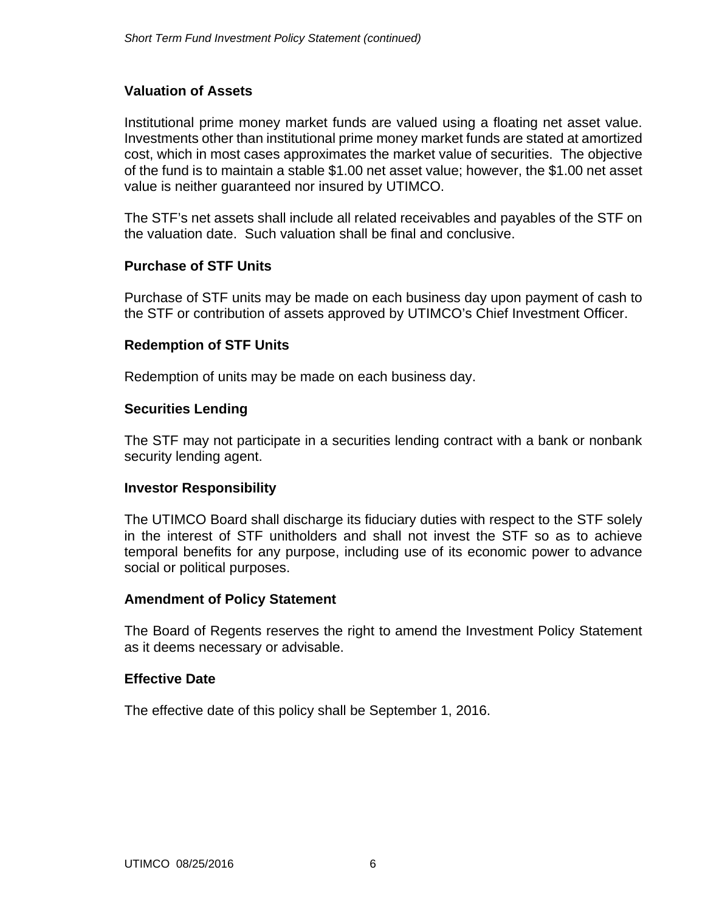## Valuation of Assets

Institutional prime money market funds are valued using a floating net asset value. Investments other than institutional prime money market funds are stated at amortized cost, which in most cases approximates the market value of securities. The objective of the fund is to maintain a stable $1.00 net asset value; however, the $1.00 net asset value is neither guaranteed nor insured by UTIMCO.

The STF's net assets shall include all related receivables and payables of the STF on the valuation date. Such valuation shall be final and conclusive.

## Purchase of STF Units

Purchase of STF units may be made on each business day upon payment of cash to the STF or contribution of assets approved by UTIMCO's Chief Investment Officer.

## Redemption of STF Units

Redemption of units may be made on each business day.

## Securities Lending

The STF may not participate in a securities lending contract with a bank or nonbank security lending agent.

## Investor Responsibility

The UTIMCO Board shall discharge its fiduciary duties with respect to the STF solely in the interest of STF unitholders and shall not invest the STF so as to achieve temporal benefits for any purpose, including use of its economic power to advance social or political purposes.

## Amendment of Policy Statement

The Board of Regents reserves the right to amend the Investment Policy Statement as it deems necessary or advisable.

## Effective Date

The effective date of this policy shall be September 1, 2016.